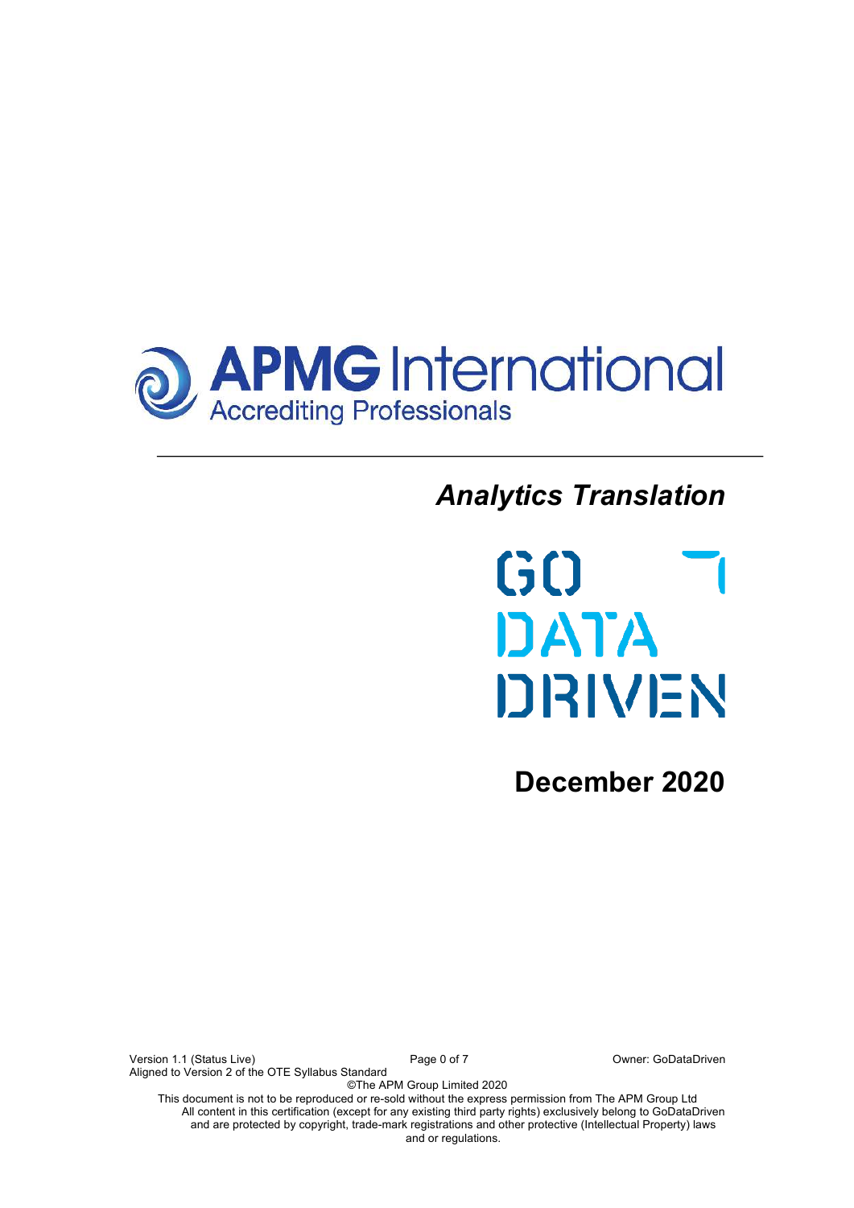APMG International
Accrediting Professionals

---

# *Analytics Translation*

GO DATA DRIVEN

## December 2020

Version 1.1 (Status Live)
Aligned to Version 2 of the OTE Syllabus Standard
Owner: GoDataDriven

©The APM Group Limited 2020

This document is not to be reproduced or re-sold without the express permission from The APM Group Ltd
All content in this certification (except for any existing third party rights) exclusively belong to GoDataDriven and are protected by copyright, trade-mark registrations and other protective (Intellectual Property) laws and or regulations.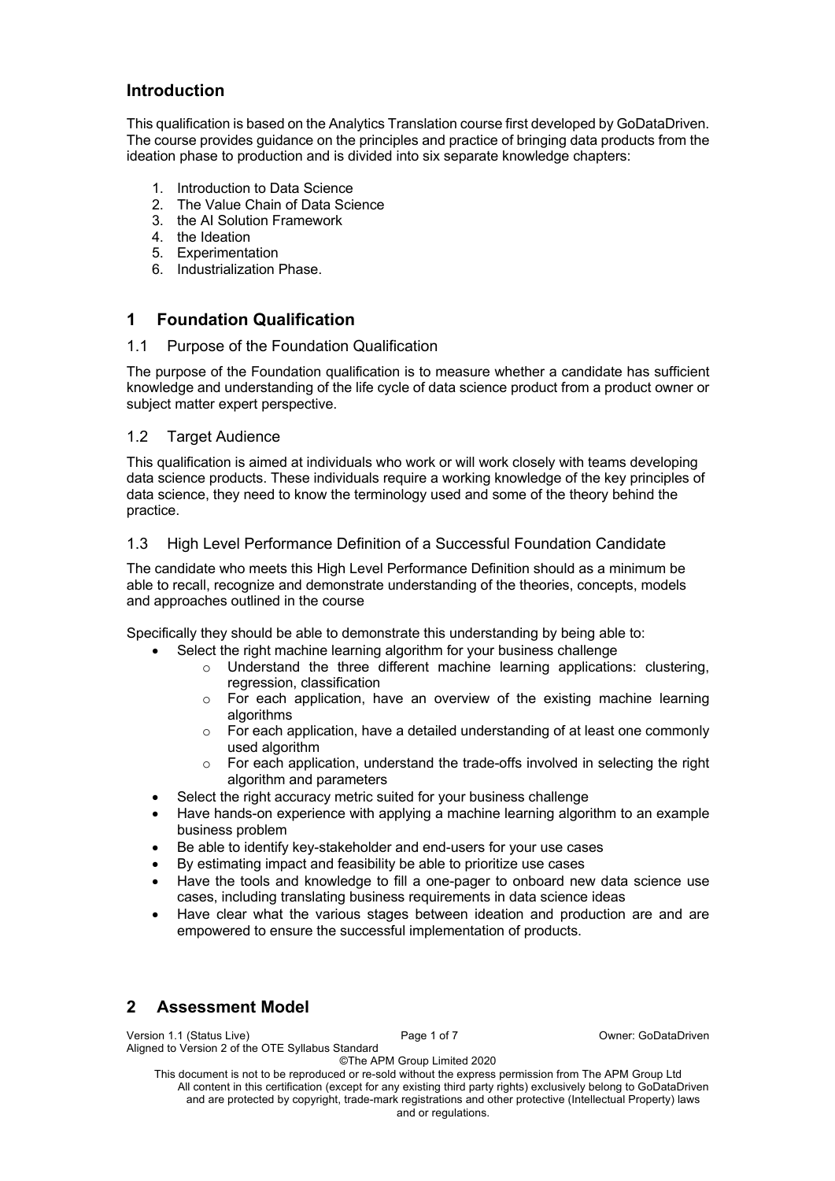## Introduction

This qualification is based on the Analytics Translation course first developed by GoDataDriven. The course provides guidance on the principles and practice of bringing data products from the ideation phase to production and is divided into six separate knowledge chapters:

1. Introduction to Data Science
2. The Value Chain of Data Science
3. the AI Solution Framework
4. the Ideation
5. Experimentation
6. Industrialization Phase.

## 1 Foundation Qualification

### 1.1 Purpose of the Foundation Qualification

The purpose of the Foundation qualification is to measure whether a candidate has sufficient knowledge and understanding of the life cycle of data science product from a product owner or subject matter expert perspective.

### 1.2 Target Audience

This qualification is aimed at individuals who work or will work closely with teams developing data science products. These individuals require a working knowledge of the key principles of data science, they need to know the terminology used and some of the theory behind the practice.

### 1.3 High Level Performance Definition of a Successful Foundation Candidate

The candidate who meets this High Level Performance Definition should as a minimum be able to recall, recognize and demonstrate understanding of the theories, concepts, models and approaches outlined in the course

Specifically they should be able to demonstrate this understanding by being able to:

- Select the right machine learning algorithm for your business challenge
  - Understand the three different machine learning applications: clustering, regression, classification
  - For each application, have an overview of the existing machine learning algorithms
  - For each application, have a detailed understanding of at least one commonly used algorithm
  - For each application, understand the trade-offs involved in selecting the right algorithm and parameters
- Select the right accuracy metric suited for your business challenge
- Have hands-on experience with applying a machine learning algorithm to an example business problem
- Be able to identify key-stakeholder and end-users for your use cases
- By estimating impact and feasibility be able to prioritize use cases
- Have the tools and knowledge to fill a one-pager to onboard new data science use cases, including translating business requirements in data science ideas
- Have clear what the various stages between ideation and production are and are empowered to ensure the successful implementation of products.

## 2 Assessment Model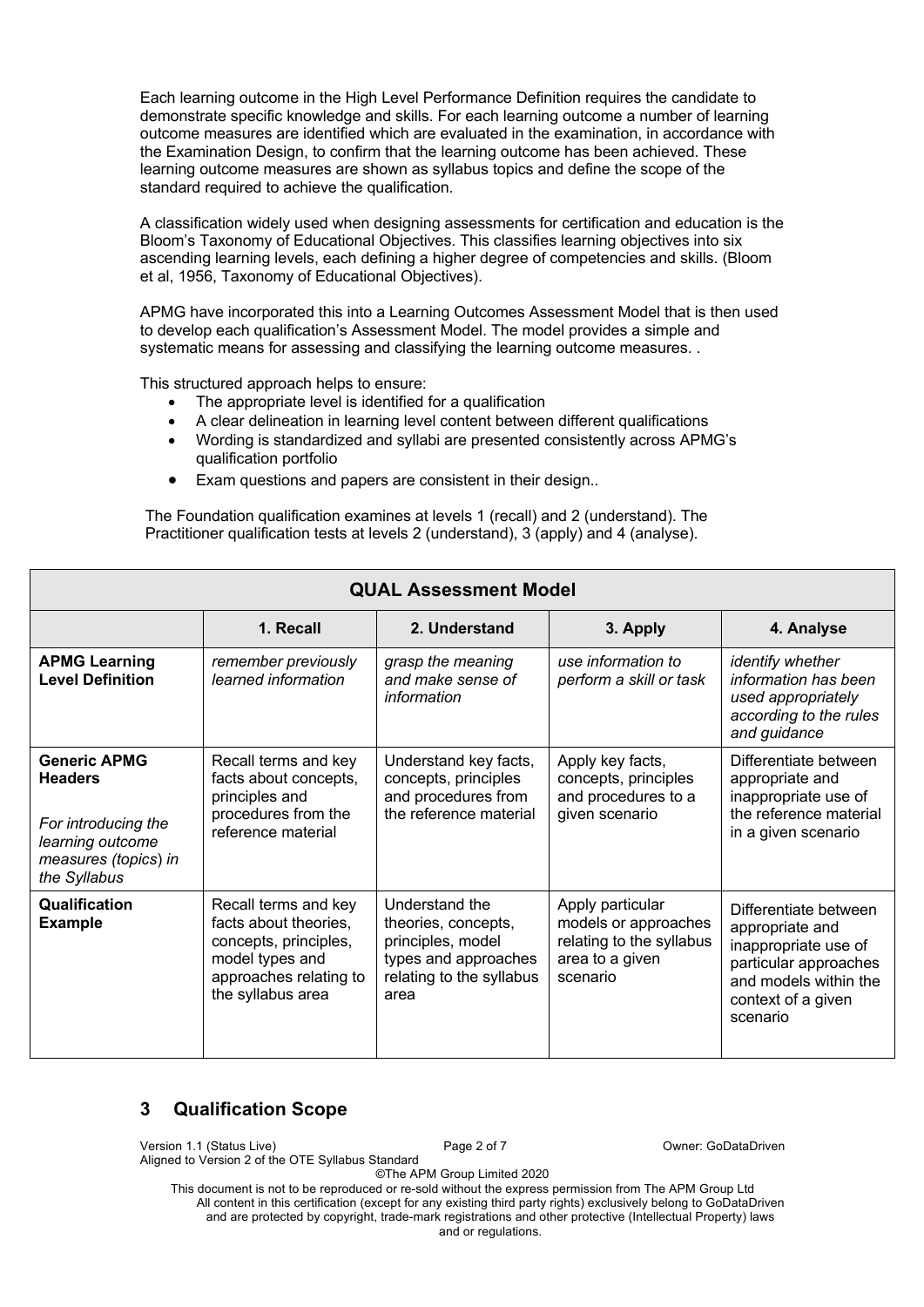Each learning outcome in the High Level Performance Definition requires the candidate to demonstrate specific knowledge and skills. For each learning outcome a number of learning outcome measures are identified which are evaluated in the examination, in accordance with the Examination Design, to confirm that the learning outcome has been achieved. These learning outcome measures are shown as syllabus topics and define the scope of the standard required to achieve the qualification.

A classification widely used when designing assessments for certification and education is the Bloom's Taxonomy of Educational Objectives. This classifies learning objectives into six ascending learning levels, each defining a higher degree of competencies and skills. (Bloom et al, 1956, Taxonomy of Educational Objectives).

APMG have incorporated this into a Learning Outcomes Assessment Model that is then used to develop each qualification's Assessment Model. The model provides a simple and systematic means for assessing and classifying the learning outcome measures. .

This structured approach helps to ensure:

- The appropriate level is identified for a qualification
- A clear delineation in learning level content between different qualifications
- Wording is standardized and syllabi are presented consistently across APMG's qualification portfolio
- Exam questions and papers are consistent in their design..

The Foundation qualification examines at levels 1 (recall) and 2 (understand). The Practitioner qualification tests at levels 2 (understand), 3 (apply) and 4 (analyse).

| **QUAL Assessment Model** | | | | |
|---|---|---|---|---|
| | **1. Recall** | **2. Understand** | **3. Apply** | **4. Analyse** |
| **APMG Learning Level Definition** | *remember previously learned information* | *grasp the meaning and make sense of information* | *use information to perform a skill or task* | *identify whether information has been used appropriately according to the rules and guidance* |
| **Generic APMG Headers** *For introducing the learning outcome measures (topics) in the Syllabus* | Recall terms and key facts about concepts, principles and procedures from the reference material | Understand key facts, concepts, principles and procedures from the reference material | Apply key facts, concepts, principles and procedures to a given scenario | Differentiate between appropriate and inappropriate use of the reference material in a given scenario |
| **Qualification Example** | Recall terms and key facts about theories, concepts, principles, model types and approaches relating to the syllabus area | Understand the theories, concepts, principles, model types and approaches relating to the syllabus area | Apply particular models or approaches relating to the syllabus area to a given scenario | Differentiate between appropriate and inappropriate use of particular approaches and models within the context of a given scenario |

## 3 Qualification Scope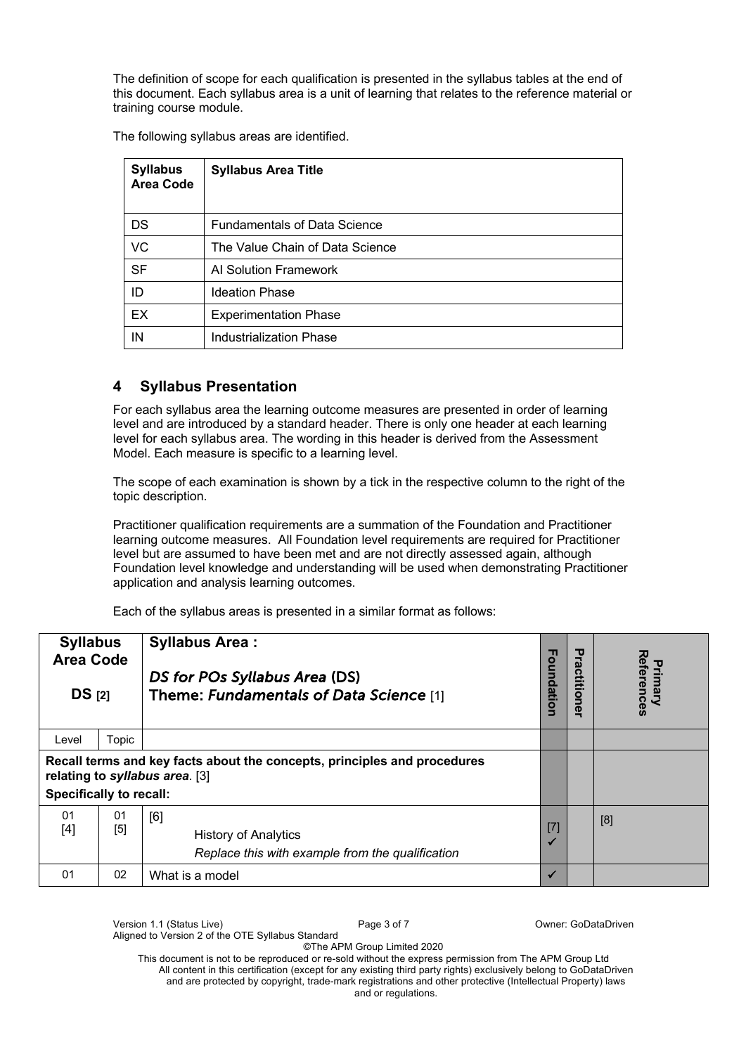The definition of scope for each qualification is presented in the syllabus tables at the end of this document. Each syllabus area is a unit of learning that relates to the reference material or training course module.

The following syllabus areas are identified.

| Syllabus Area Code | Syllabus Area Title |
|---|---|
| DS | Fundamentals of Data Science |
| VC | The Value Chain of Data Science |
| SF | AI Solution Framework |
| ID | Ideation Phase |
| EX | Experimentation Phase |
| IN | Industrialization Phase |

## 4 Syllabus Presentation

For each syllabus area the learning outcome measures are presented in order of learning level and are introduced by a standard header. There is only one header at each learning level for each syllabus area. The wording in this header is derived from the Assessment Model. Each measure is specific to a learning level.

The scope of each examination is shown by a tick in the respective column to the right of the topic description.

Practitioner qualification requirements are a summation of the Foundation and Practitioner learning outcome measures. All Foundation level requirements are required for Practitioner level but are assumed to have been met and are not directly assessed again, although Foundation level knowledge and understanding will be used when demonstrating Practitioner application and analysis learning outcomes.

Each of the syllabus areas is presented in a similar format as follows:

| Syllabus Area Code | | Syllabus Area : | Foundation | Practitioner | Primary References |
|---|---|---|---|---|---|
| **DS [2]** | | *DS for POs Syllabus Area* (DS) **Theme: *Fundamentals of Data Science*** [1] | | | |
| Level | Topic | | | | |
| **Recall terms and key facts about the concepts, principles and procedures relating to *syllabus area*. [3]** **Specifically to recall:** | | | | | |
| 01 [4] | 01 [5] | [6] History of Analytics *Replace this with example from the qualification* | [7] ✓ | | [8] |
| 01 | 02 | What is a model | ✓ | | |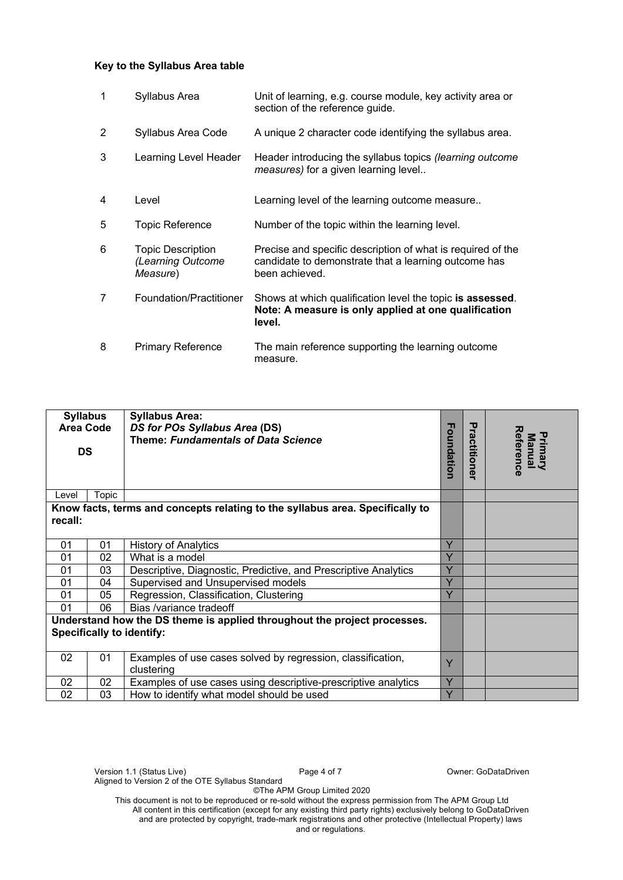**Key to the Syllabus Area table**

| | | |
|---|---|---|
| 1 | Syllabus Area | Unit of learning, e.g. course module, key activity area or section of the reference guide. |
| 2 | Syllabus Area Code | A unique 2 character code identifying the syllabus area. |
| 3 | Learning Level Header | Header introducing the syllabus topics *(learning outcome measures)* for a given learning level.. |
| 4 | Level | Learning level of the learning outcome measure.. |
| 5 | Topic Reference | Number of the topic within the learning level. |
| 6 | Topic Description *(Learning Outcome Measure)* | Precise and specific description of what is required of the candidate to demonstrate that a learning outcome has been achieved. |
| 7 | Foundation/Practitioner | Shows at which qualification level the topic **is assessed**. **Note: A measure is only applied at one qualification level.** |
| 8 | Primary Reference | The main reference supporting the learning outcome measure. |

| **Syllabus Area Code DS** | | **Syllabus Area: *DS for POs Syllabus Area* (DS) Theme: *Fundamentals of Data Science*** | **Foundation** | **Practitioner** | **Primary Manual Reference** |
|---|---|---|---|---|---|
| Level | Topic | | | | |
| **Know facts, terms and concepts relating to the syllabus area. Specifically to recall:** | | | | | |
| 01 | 01 | History of Analytics | Y | | |
| 01 | 02 | What is a model | Y | | |
| 01 | 03 | Descriptive, Diagnostic, Predictive, and Prescriptive Analytics | Y | | |
| 01 | 04 | Supervised and Unsupervised models | Y | | |
| 01 | 05 | Regression, Classification, Clustering | Y | | |
| 01 | 06 | Bias /variance tradeoff | | | |
| **Understand how the DS theme is applied throughout the project processes. Specifically to identify:** | | | | | |
| 02 | 01 | Examples of use cases solved by regression, classification, clustering | Y | | |
| 02 | 02 | Examples of use cases using descriptive-prescriptive analytics | Y | | |
| 02 | 03 | How to identify what model should be used | Y | | |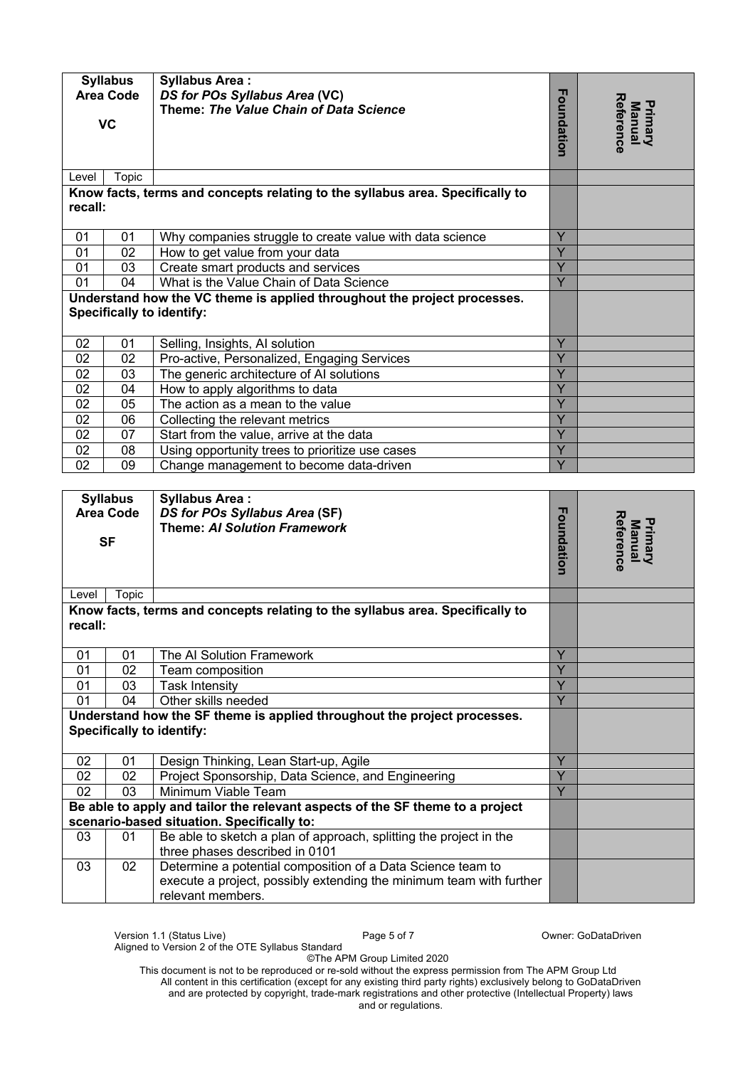| Syllabus Area Code | | Syllabus Area : | Foundation | Primary Manual Reference |
|---|---|---|---|---|
| **VC** | | ***DS for POs Syllabus Area* (VC)** **Theme: *The Value Chain of Data Science*** | | |
| Level | Topic | | | |
| **Know facts, terms and concepts relating to the syllabus area. Specifically to recall:** | | | | |
| 01 | 01 | Why companies struggle to create value with data science | Y | |
| 01 | 02 | How to get value from your data | Y | |
| 01 | 03 | Create smart products and services | Y | |
| 01 | 04 | What is the Value Chain of Data Science | Y | |
| **Understand how the VC theme is applied throughout the project processes. Specifically to identify:** | | | | |
| 02 | 01 | Selling, Insights, AI solution | Y | |
| 02 | 02 | Pro-active, Personalized, Engaging Services | Y | |
| 02 | 03 | The generic architecture of AI solutions | Y | |
| 02 | 04 | How to apply algorithms to data | Y | |
| 02 | 05 | The action as a mean to the value | Y | |
| 02 | 06 | Collecting the relevant metrics | Y | |
| 02 | 07 | Start from the value, arrive at the data | Y | |
| 02 | 08 | Using opportunity trees to prioritize use cases | Y | |
| 02 | 09 | Change management to become data-driven | Y | |

| Syllabus Area Code | | Syllabus Area : | Foundation | Primary Manual Reference |
|---|---|---|---|---|
| **SF** | | ***DS for POs Syllabus Area* (SF)** **Theme: *AI Solution Framework*** | | |
| Level | Topic | | | |
| **Know facts, terms and concepts relating to the syllabus area. Specifically to recall:** | | | | |
| 01 | 01 | The AI Solution Framework | Y | |
| 01 | 02 | Team composition | Y | |
| 01 | 03 | Task Intensity | Y | |
| 01 | 04 | Other skills needed | Y | |
| **Understand how the SF theme is applied throughout the project processes. Specifically to identify:** | | | | |
| 02 | 01 | Design Thinking, Lean Start-up, Agile | Y | |
| 02 | 02 | Project Sponsorship, Data Science, and Engineering | Y | |
| 02 | 03 | Minimum Viable Team | Y | |
| **Be able to apply and tailor the relevant aspects of the SF theme to a project scenario-based situation. Specifically to:** | | | | |
| 03 | 01 | Be able to sketch a plan of approach, splitting the project in the three phases described in 0101 | | |
| 03 | 02 | Determine a potential composition of a Data Science team to execute a project, possibly extending the minimum team with further relevant members. | | |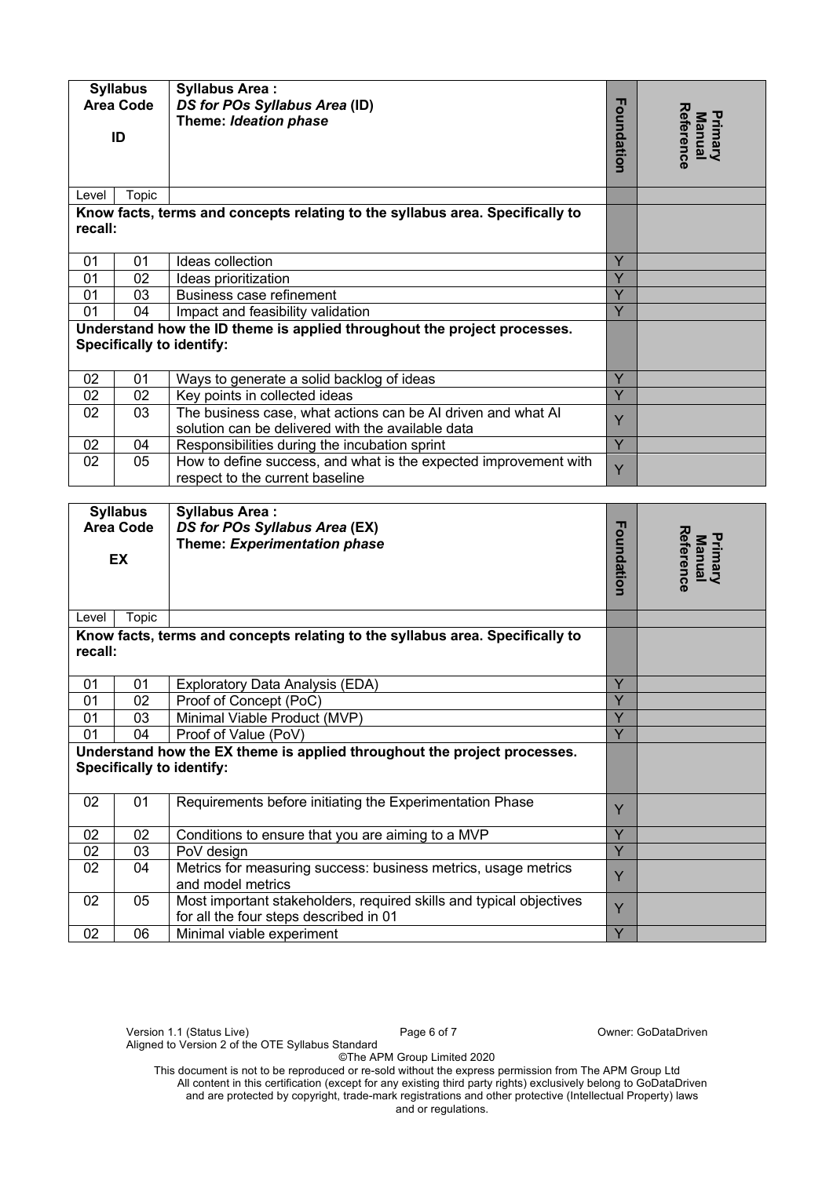| Syllabus Area Code | | Syllabus Area : | Foundation | Primary Manual Reference |
|---|---|---|---|---|
| ID | | ***DS for POs Syllabus Area* (ID)**<br>**Theme: *Ideation phase*** | | |
| Level | Topic | | | |
| **Know facts, terms and concepts relating to the syllabus area. Specifically to recall:** | | | | |
| 01 | 01 | Ideas collection | Y | |
| 01 | 02 | Ideas prioritization | Y | |
| 01 | 03 | Business case refinement | Y | |
| 01 | 04 | Impact and feasibility validation | Y | |
| **Understand how the ID theme is applied throughout the project processes. Specifically to identify:** | | | | |
| 02 | 01 | Ways to generate a solid backlog of ideas | Y | |
| 02 | 02 | Key points in collected ideas | Y | |
| 02 | 03 | The business case, what actions can be AI driven and what AI solution can be delivered with the available data | Y | |
| 02 | 04 | Responsibilities during the incubation sprint | Y | |
| 02 | 05 | How to define success, and what is the expected improvement with respect to the current baseline | Y | |

| Syllabus Area Code | | Syllabus Area : | Foundation | Primary Manual Reference |
|---|---|---|---|---|
| EX | | ***DS for POs Syllabus Area* (EX)**<br>**Theme: *Experimentation phase*** | | |
| Level | Topic | | | |
| **Know facts, terms and concepts relating to the syllabus area. Specifically to recall:** | | | | |
| 01 | 01 | Exploratory Data Analysis (EDA) | Y | |
| 01 | 02 | Proof of Concept (PoC) | Y | |
| 01 | 03 | Minimal Viable Product (MVP) | Y | |
| 01 | 04 | Proof of Value (PoV) | Y | |
| **Understand how the EX theme is applied throughout the project processes. Specifically to identify:** | | | | |
| 02 | 01 | Requirements before initiating the Experimentation Phase | Y | |
| 02 | 02 | Conditions to ensure that you are aiming to a MVP | Y | |
| 02 | 03 | PoV design | Y | |
| 02 | 04 | Metrics for measuring success: business metrics, usage metrics and model metrics | Y | |
| 02 | 05 | Most important stakeholders, required skills and typical objectives for all the four steps described in 01 | Y | |
| 02 | 06 | Minimal viable experiment | Y | |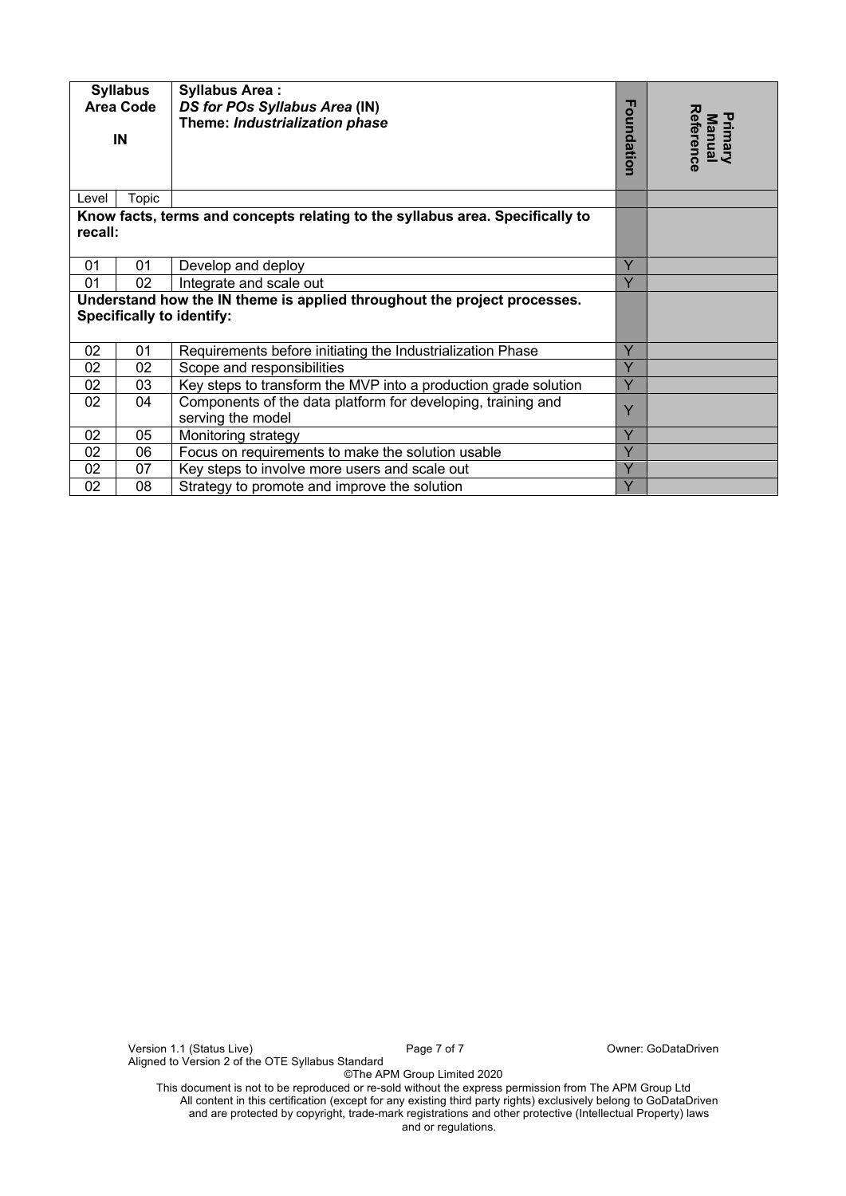| Syllabus Area Code IN | | Syllabus Area : *DS for POs Syllabus Area* (IN) Theme: *Industrialization phase* | Foundation | Primary Manual Reference |
|---|---|---|---|---|
| Level | Topic | | | |
| **Know facts, terms and concepts relating to the syllabus area. Specifically to recall:** | | | | |
| 01 | 01 | Develop and deploy | Y | |
| 01 | 02 | Integrate and scale out | Y | |
| **Understand how the IN theme is applied throughout the project processes. Specifically to identify:** | | | | |
| 02 | 01 | Requirements before initiating the Industrialization Phase | Y | |
| 02 | 02 | Scope and responsibilities | Y | |
| 02 | 03 | Key steps to transform the MVP into a production grade solution | Y | |
| 02 | 04 | Components of the data platform for developing, training and serving the model | Y | |
| 02 | 05 | Monitoring strategy | Y | |
| 02 | 06 | Focus on requirements to make the solution usable | Y | |
| 02 | 07 | Key steps to involve more users and scale out | Y | |
| 02 | 08 | Strategy to promote and improve the solution | Y | |